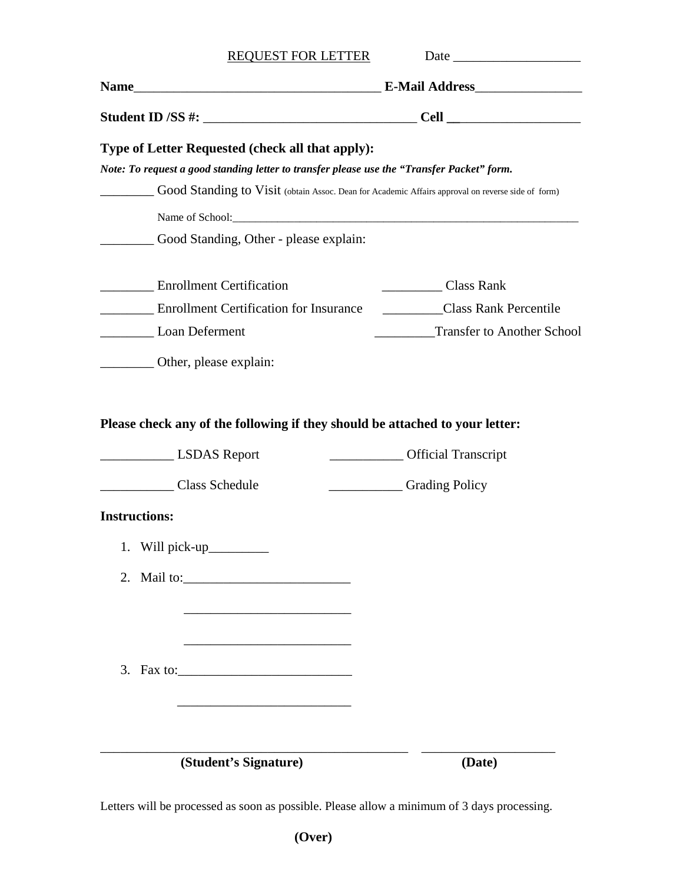REQUEST FOR LETTER Date ___________________

**Name_____________________________________ E-Mail Address________________**

**Student ID /SS #: ________________________________ Cell __________________**

**Type of Letter Requested (check all that apply):**

***Note: To request a good standing letter to transfer please use the "Transfer Packet" form.***

________ Good Standing to Visit (obtain Assoc. Dean for Academic Affairs approval on reverse side of form)

Name of School:_______________________________________________________________

________ Good Standing, Other - please explain:

________ Enrollment Certification

________ Enrollment Certification for Insurance

________ Loan Deferment

_________ Class Rank

_________Class Rank Percentile

_________Transfer to Another School

________ Other, please explain:

**Please check any of the following if they should be attached to your letter:**

___________ LSDAS Report

___________ Class Schedule

___________ Official Transcript

___________ Grading Policy

**Instructions:**

1. Will pick-up_________
2. Mail to:_________________________

   _________________________

   _________________________
3. Fax to:__________________________

   __________________________

______________________________________________ ____________________

**(Student's Signature)** **(Date)**

Letters will be processed as soon as possible. Please allow a minimum of 3 days processing.

**(Over)**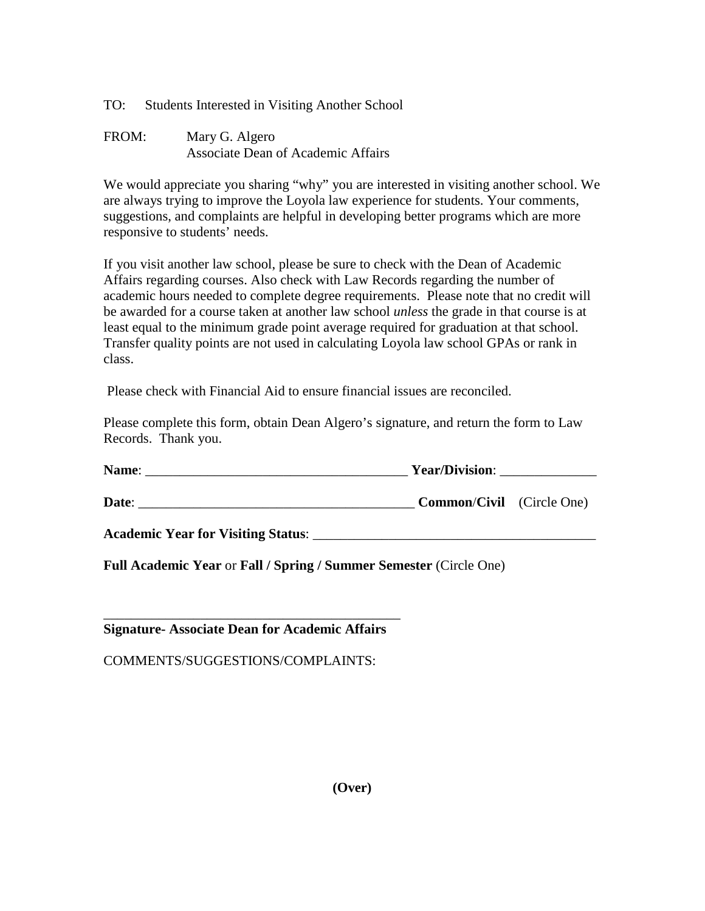TO: Students Interested in Visiting Another School

FROM: Mary G. Algero
Associate Dean of Academic Affairs

We would appreciate you sharing "why" you are interested in visiting another school. We are always trying to improve the Loyola law experience for students. Your comments, suggestions, and complaints are helpful in developing better programs which are more responsive to students' needs.

If you visit another law school, please be sure to check with the Dean of Academic Affairs regarding courses. Also check with Law Records regarding the number of academic hours needed to complete degree requirements. Please note that no credit will be awarded for a course taken at another law school *unless* the grade in that course is at least equal to the minimum grade point average required for graduation at that school. Transfer quality points are not used in calculating Loyola law school GPAs or rank in class.

Please check with Financial Aid to ensure financial issues are reconciled.

Please complete this form, obtain Dean Algero's signature, and return the form to Law Records. Thank you.

**Name**: ______________________________________ **Year/Division**: ______________

**Date**: ________________________________________ **Common**/**Civil** (Circle One)

**Academic Year for Visiting Status**: _________________________________________

**Full Academic Year** or **Fall / Spring / Summer Semester** (Circle One)

____________________________________________
**Signature- Associate Dean for Academic Affairs**

COMMENTS/SUGGESTIONS/COMPLAINTS:

**(Over)**